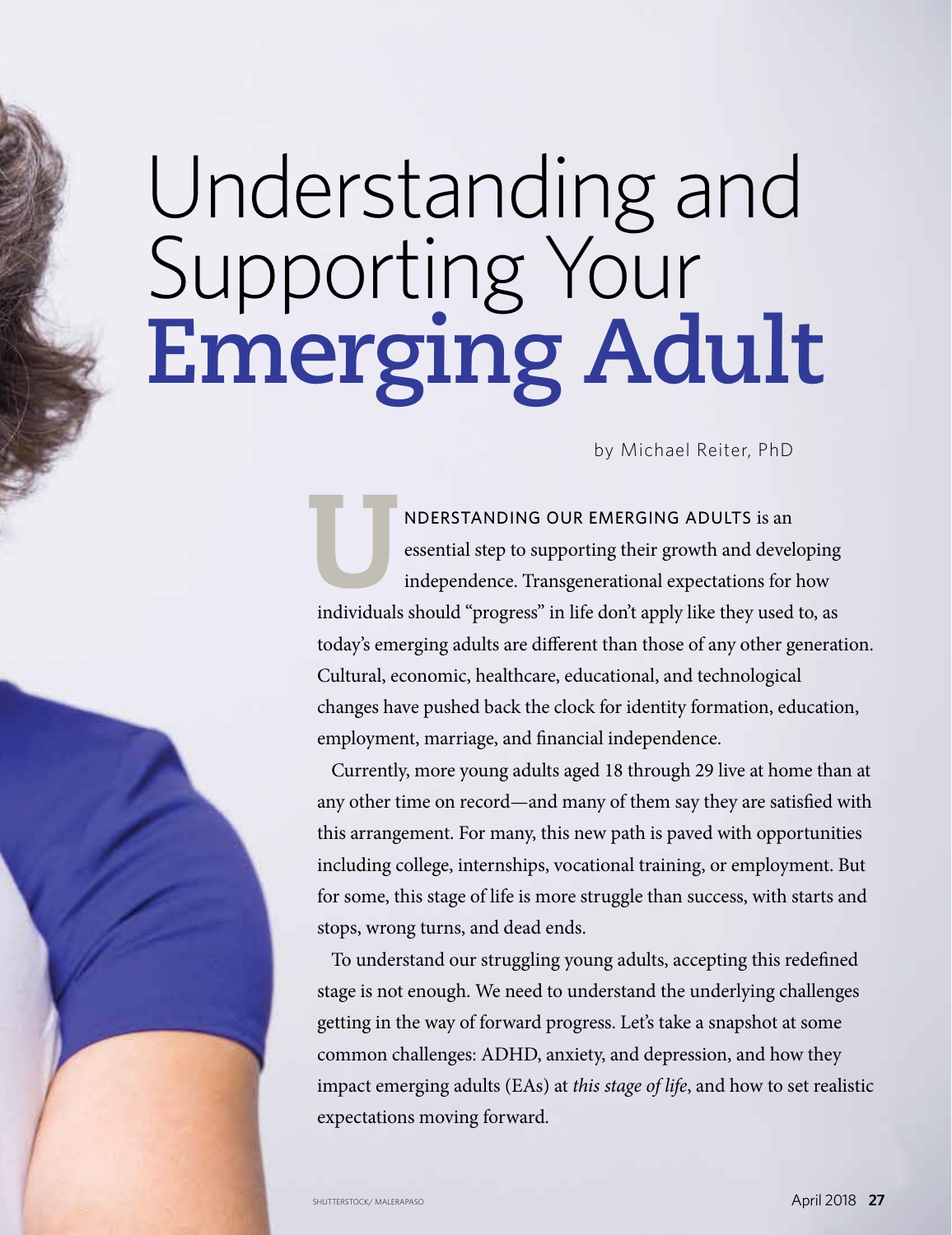# Understanding and Supporting Your **Emerging Adult**

by Michael Reiter, PhD

UNDERSTANDING OUR EMERGING ADULTS is an essential step to supporting their growth and developing independence. Transgenerational expectations for how individuals should "progress" in life don't apply like they used to, as today's emerging adults are different than those of any other generation. Cultural, economic, healthcare, educational, and technological changes have pushed back the clock for identity formation, education, employment, marriage, and financial independence.

Currently, more young adults aged 18 through 29 live at home than at any other time on record—and many of them say they are satisfied with this arrangement. For many, this new path is paved with opportunities including college, internships, vocational training, or employment. But for some, this stage of life is more struggle than success, with starts and stops, wrong turns, and dead ends.

To understand our struggling young adults, accepting this redefined stage is not enough. We need to understand the underlying challenges getting in the way of forward progress. Let's take a snapshot at some common challenges: ADHD, anxiety, and depression, and how they impact emerging adults (EAs) at *this stage of life*, and how to set realistic expectations moving forward.

SHUTTERSTOCK/ MALERAPASO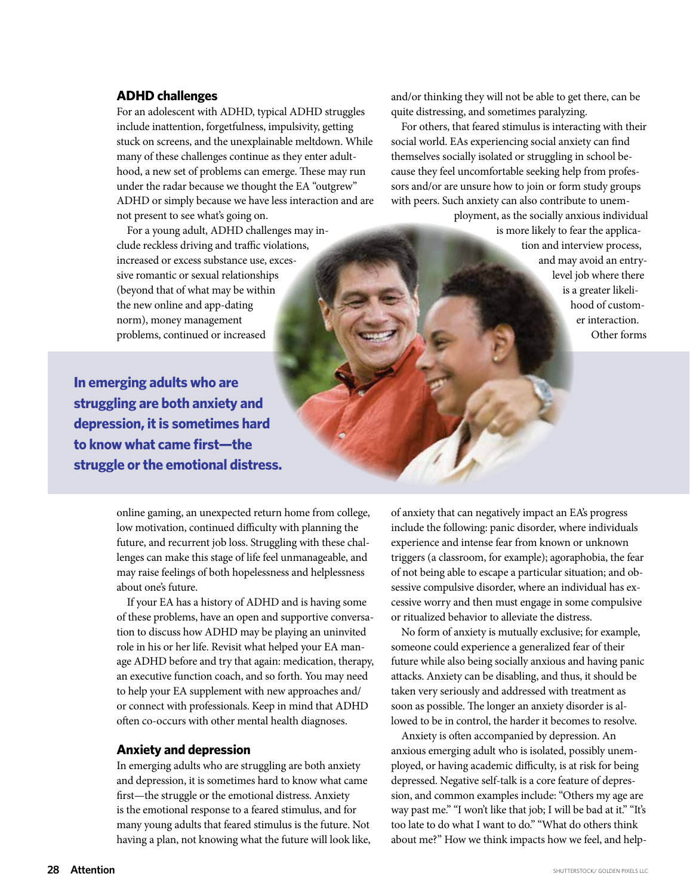## ADHD challenges

For an adolescent with ADHD, typical ADHD struggles include inattention, forgetfulness, impulsivity, getting stuck on screens, and the unexplainable meltdown. While many of these challenges continue as they enter adulthood, a new set of problems can emerge. These may run under the radar because we thought the EA "outgrew" ADHD or simply because we have less interaction and are not present to see what's going on.

For a young adult, ADHD challenges may include reckless driving and traffic violations, increased or excess substance use, excessive romantic or sexual relationships (beyond that of what may be within the new online and app-dating norm), money management problems, continued or increased online gaming, an unexpected return home from college, low motivation, continued difficulty with planning the future, and recurrent job loss. Struggling with these challenges can make this stage of life feel unmanageable, and may raise feelings of both hopelessness and helplessness about one's future.

If your EA has a history of ADHD and is having some of these problems, have an open and supportive conversation to discuss how ADHD may be playing an uninvited role in his or her life. Revisit what helped your EA manage ADHD before and try that again: medication, therapy, an executive function coach, and so forth. You may need to help your EA supplement with new approaches and/or connect with professionals. Keep in mind that ADHD often co-occurs with other mental health diagnoses.

**In emerging adults who are struggling are both anxiety and depression, it is sometimes hard to know what came first—the struggle or the emotional distress.**

## Anxiety and depression

In emerging adults who are struggling are both anxiety and depression, it is sometimes hard to know what came first—the struggle or the emotional distress. Anxiety is the emotional response to a feared stimulus, and for many young adults that feared stimulus is the future. Not having a plan, not knowing what the future will look like, and/or thinking they will not be able to get there, can be quite distressing, and sometimes paralyzing.

For others, that feared stimulus is interacting with their social world. EAs experiencing social anxiety can find themselves socially isolated or struggling in school because they feel uncomfortable seeking help from professors and/or are unsure how to join or form study groups with peers. Such anxiety can also contribute to unemployment, as the socially anxious individual is more likely to fear the application and interview process, and may avoid an entry-level job where there is a greater likelihood of customer interaction. Other forms of anxiety that can negatively impact an EA's progress include the following: panic disorder, where individuals experience and intense fear from known or unknown triggers (a classroom, for example); agoraphobia, the fear of not being able to escape a particular situation; and obsessive compulsive disorder, where an individual has excessive worry and then must engage in some compulsive or ritualized behavior to alleviate the distress.

No form of anxiety is mutually exclusive; for example, someone could experience a generalized fear of their future while also being socially anxious and having panic attacks. Anxiety can be disabling, and thus, it should be taken very seriously and addressed with treatment as soon as possible. The longer an anxiety disorder is allowed to be in control, the harder it becomes to resolve.

Anxiety is often accompanied by depression. An anxious emerging adult who is isolated, possibly unemployed, or having academic difficulty, is at risk for being depressed. Negative self-talk is a core feature of depression, and common examples include: "Others my age are way past me." "I won't like that job; I will be bad at it." "It's too late to do what I want to do." "What do others think about me?" How we think impacts how we feel, and help-

SHUTTERSTOCK/ GOLDEN PIXELS LLC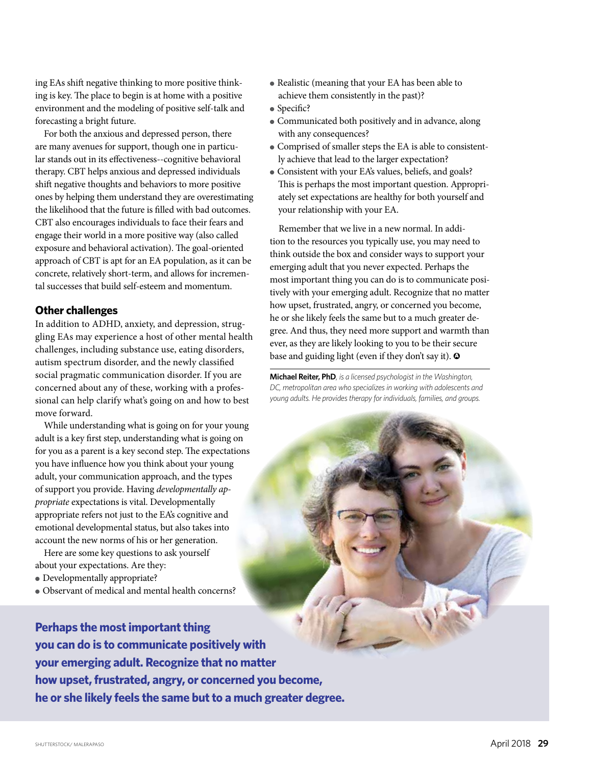ing EAs shift negative thinking to more positive thinking is key. The place to begin is at home with a positive environment and the modeling of positive self-talk and forecasting a bright future.

For both the anxious and depressed person, there are many avenues for support, though one in particular stands out in its effectiveness--cognitive behavioral therapy. CBT helps anxious and depressed individuals shift negative thoughts and behaviors to more positive ones by helping them understand they are overestimating the likelihood that the future is filled with bad outcomes. CBT also encourages individuals to face their fears and engage their world in a more positive way (also called exposure and behavioral activation). The goal-oriented approach of CBT is apt for an EA population, as it can be concrete, relatively short-term, and allows for incremental successes that build self-esteem and momentum.

## Other challenges

In addition to ADHD, anxiety, and depression, struggling EAs may experience a host of other mental health challenges, including substance use, eating disorders, autism spectrum disorder, and the newly classified social pragmatic communication disorder. If you are concerned about any of these, working with a professional can help clarify what's going on and how to best move forward.

While understanding what is going on for your young adult is a key first step, understanding what is going on for you as a parent is a key second step. The expectations you have influence how you think about your young adult, your communication approach, and the types of support you provide. Having *developmentally appropriate* expectations is vital. Developmentally appropriate refers not just to the EA's cognitive and emotional developmental status, but also takes into account the new norms of his or her generation.

Here are some key questions to ask yourself about your expectations. Are they:

- Developmentally appropriate?
- Observant of medical and mental health concerns?
- Realistic (meaning that your EA has been able to achieve them consistently in the past)?
- Specific?
- Communicated both positively and in advance, along with any consequences?
- Comprised of smaller steps the EA is able to consistently achieve that lead to the larger expectation?
- Consistent with your EA's values, beliefs, and goals? This is perhaps the most important question. Appropriately set expectations are healthy for both yourself and your relationship with your EA.

Remember that we live in a new normal. In addition to the resources you typically use, you may need to think outside the box and consider ways to support your emerging adult that you never expected. Perhaps the most important thing you can do is to communicate positively with your emerging adult. Recognize that no matter how upset, frustrated, angry, or concerned you become, he or she likely feels the same but to a much greater degree. And thus, they need more support and warmth than ever, as they are likely looking to you to be their secure base and guiding light (even if they don't say it).

**Michael Reiter, PhD**, *is a licensed psychologist in the Washington, DC, metropolitan area who specializes in working with adolescents and young adults. He provides therapy for individuals, families, and groups.*

**Perhaps the most important thing you can do is to communicate positively with your emerging adult. Recognize that no matter how upset, frustrated, angry, or concerned you become, he or she likely feels the same but to a much greater degree.**

SHUTTERSTOCK/ MALERAPASO